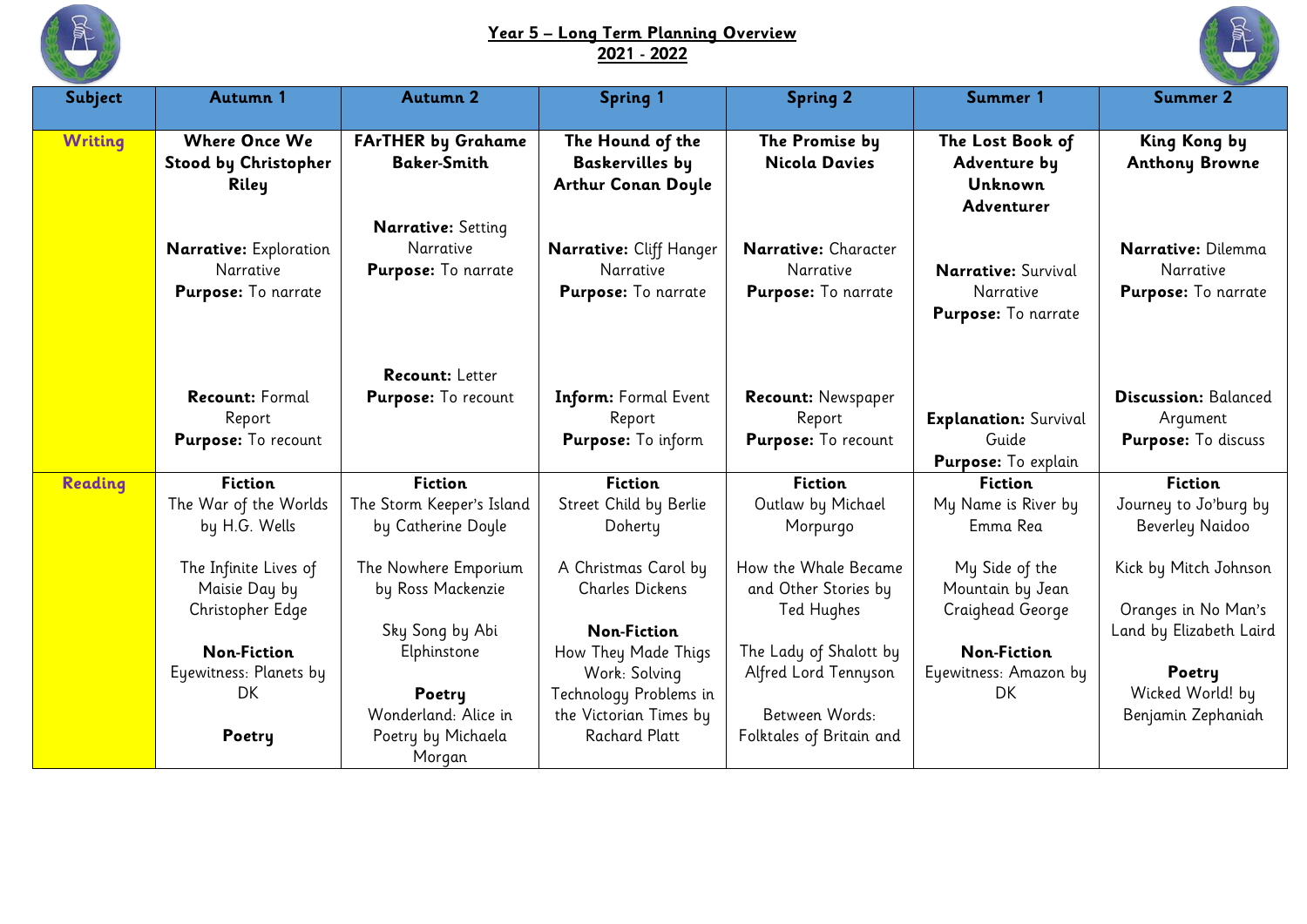# Year 5 – Long Term Planning Overview
## 2021 - 2022

| Subject | Autumn 1 | Autumn 2 | Spring 1 | Spring 2 | Summer 1 | Summer 2 |
|---|---|---|---|---|---|---|
| **Writing** | **Where Once We Stood by Christopher Riley**<br><br>**Narrative:** Exploration Narrative<br>**Purpose:** To narrate<br><br>**Recount:** Formal Report<br>**Purpose:** To recount | **FArTHER by Grahame Baker-Smith**<br><br>**Narrative:** Setting Narrative<br>**Purpose:** To narrate<br><br>**Recount:** Letter<br>**Purpose:** To recount | **The Hound of the Baskervilles by Arthur Conan Doyle**<br><br>**Narrative:** Cliff Hanger Narrative<br>**Purpose:** To narrate<br><br>**Inform:** Formal Event Report<br>**Purpose:** To inform | **The Promise by Nicola Davies**<br><br>**Narrative:** Character Narrative<br>**Purpose:** To narrate<br><br>**Recount:** Newspaper Report<br>**Purpose:** To recount | **The Lost Book of Adventure by Unknown Adventurer**<br><br>**Narrative:** Survival Narrative<br>**Purpose:** To narrate<br><br>**Explanation:** Survival Guide<br>**Purpose:** To explain | **King Kong by Anthony Browne**<br><br>**Narrative:** Dilemma Narrative<br>**Purpose:** To narrate<br><br>**Discussion:** Balanced Argument<br>**Purpose:** To discuss |
| **Reading** | **Fiction**<br>The War of the Worlds by H.G. Wells<br><br>The Infinite Lives of Maisie Day by Christopher Edge<br><br>**Non-Fiction**<br>Eyewitness: Planets by DK<br><br>**Poetry** | **Fiction**<br>The Storm Keeper's Island by Catherine Doyle<br><br>The Nowhere Emporium by Ross Mackenzie<br><br>Sky Song by Abi Elphinstone<br><br>**Poetry**<br>Wonderland: Alice in Poetry by Michaela Morgan | **Fiction**<br>Street Child by Berlie Doherty<br><br>A Christmas Carol by Charles Dickens<br><br>**Non-Fiction**<br>How They Made Thigs Work: Solving Technology Problems in the Victorian Times by Rachard Platt | **Fiction**<br>Outlaw by Michael Morpurgo<br><br>How the Whale Became and Other Stories by Ted Hughes<br><br>The Lady of Shalott by Alfred Lord Tennyson<br><br>Between Words: Folktales of Britain and | **Fiction**<br>My Name is River by Emma Rea<br><br>My Side of the Mountain by Jean Craighead George<br><br>**Non-Fiction**<br>Eyewitness: Amazon by DK | **Fiction**<br>Journey to Jo'burg by Beverley Naidoo<br><br>Kick by Mitch Johnson<br><br>Oranges in No Man's Land by Elizabeth Laird<br><br>**Poetry**<br>Wicked World! by Benjamin Zephaniah |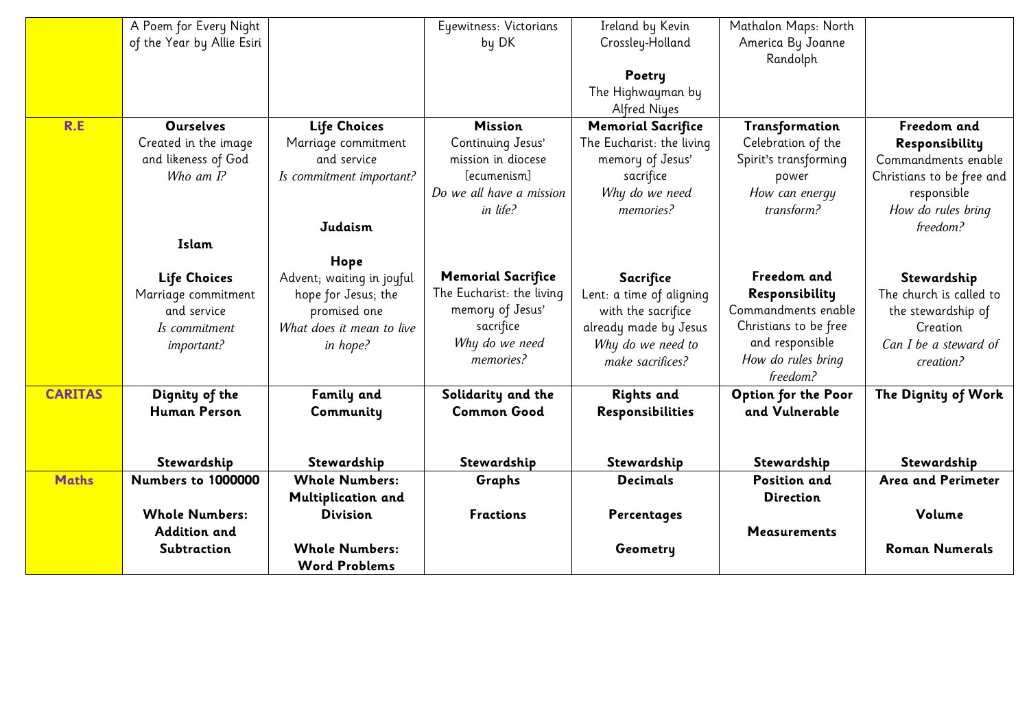| | | | | | | |
|---|---|---|---|---|---|---|
| | A Poem for Every Night of the Year by Allie Esiri | | Eyewitness: Victorians by DK | Ireland by Kevin Crossley-Holland<br><br>**Poetry**<br>The Highwayman by Alfred Niyes | Mathalon Maps: North America By Joanne Randolph | |
| **R.E** | **Ourselves**<br>Created in the image and likeness of God<br>*Who am I?*<br><br>**Islam**<br><br>**Life Choices**<br>Marriage commitment and service<br>*Is commitment important?* | **Life Choices**<br>Marriage commitment and service<br>*Is commitment important?*<br><br>**Judaism**<br><br>**Hope**<br>Advent; waiting in joyful hope for Jesus; the promised one<br>*What does it mean to live in hope?* | **Mission**<br>Continuing Jesus' mission in diocese [ecumenism]<br>*Do we all have a mission in life?*<br><br>**Memorial Sacrifice**<br>The Eucharist: the living memory of Jesus' sacrifice<br>*Why do we need memories?* | **Memorial Sacrifice**<br>The Eucharist: the living memory of Jesus' sacrifice<br>*Why do we need memories?*<br><br>**Sacrifice**<br>Lent: a time of aligning with the sacrifice already made by Jesus<br>*Why do we need to make sacrifices?* | **Transformation**<br>Celebration of the Spirit's transforming power<br>*How can energy transform?*<br><br>**Freedom and Responsibility**<br>Commandments enable Christians to be free and responsible<br>*How do rules bring freedom?* | **Freedom and Responsibility**<br>Commandments enable Christians to be free and responsible<br>*How do rules bring freedom?*<br><br>**Stewardship**<br>The church is called to the stewardship of Creation<br>*Can I be a steward of creation?* |
| **CARITAS** | **Dignity of the Human Person**<br><br>**Stewardship** | **Family and Community**<br><br>**Stewardship** | **Solidarity and the Common Good**<br><br>**Stewardship** | **Rights and Responsibilities**<br><br>**Stewardship** | **Option for the Poor and Vulnerable**<br><br>**Stewardship** | **The Dignity of Work**<br><br>**Stewardship** |
| **Maths** | **Numbers to 1000000**<br><br>**Whole Numbers: Addition and Subtraction** | **Whole Numbers: Multiplication and Division**<br><br>**Whole Numbers: Word Problems** | **Graphs**<br><br>**Fractions** | **Decimals**<br><br>**Percentages**<br><br>**Geometry** | **Position and Direction**<br><br>**Measurements** | **Area and Perimeter**<br><br>**Volume**<br><br>**Roman Numerals** |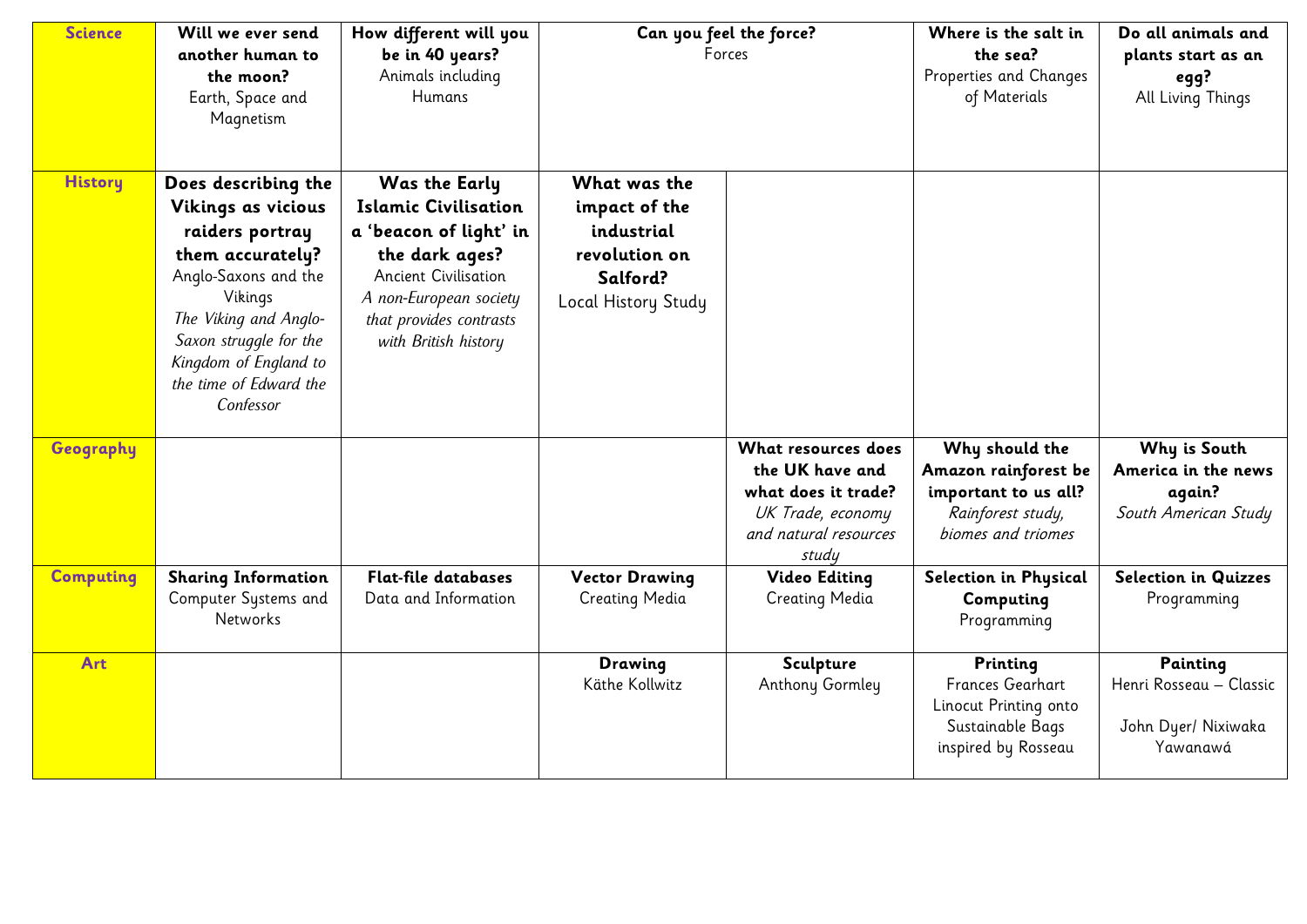| Science | **Will we ever send another human to the moon?** Earth, Space and Magnetism | **How different will you be in 40 years?** Animals including Humans | **Can you feel the force?** Forces | | **Where is the salt in the sea?** Properties and Changes of Materials | **Do all animals and plants start as an egg?** All Living Things |
|---|---|---|---|---|---|---|
| History | **Does describing the Vikings as vicious raiders portray them accurately?** Anglo-Saxons and the Vikings *The Viking and Anglo-Saxon struggle for the Kingdom of England to the time of Edward the Confessor* | **Was the Early Islamic Civilisation a 'beacon of light' in the dark ages?** Ancient Civilisation *A non-European society that provides contrasts with British history* | **What was the impact of the industrial revolution on Salford?** Local History Study | | | |
| Geography | | | | **What resources does the UK have and what does it trade?** *UK Trade, economy and natural resources study* | **Why should the Amazon rainforest be important to us all?** *Rainforest study, biomes and triomes* | **Why is South America in the news again?** *South American Study* |
| Computing | **Sharing Information** Computer Systems and Networks | **Flat-file databases** Data and Information | **Vector Drawing** Creating Media | **Video Editing** Creating Media | **Selection in Physical Computing** Programming | **Selection in Quizzes** Programming |
| Art | | | **Drawing** Käthe Kollwitz | **Sculpture** Anthony Gormley | **Printing** Frances Gearhart Linocut Printing onto Sustainable Bags inspired by Rosseau | **Painting** Henri Rosseau – Classic John Dyer/ Nixiwaka Yawanawá |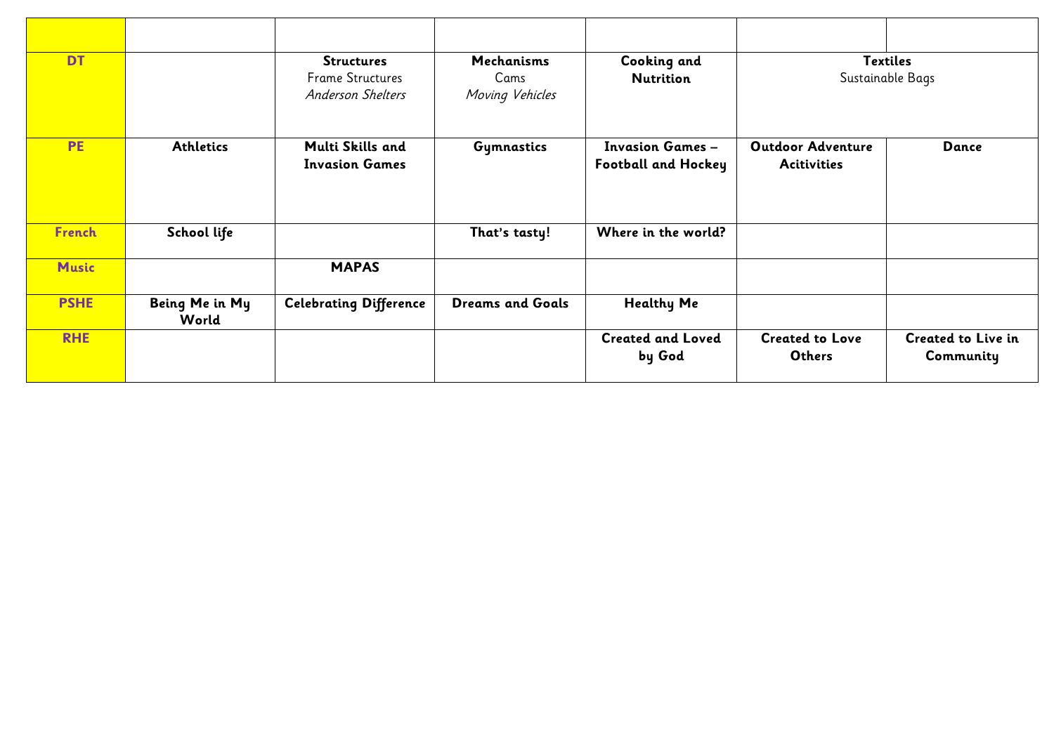| | | | | | | |
|---|---|---|---|---|---|---|
| **DT** | | **Structures** Frame Structures *Anderson Shelters* | **Mechanisms** Cams *Moving Vehicles* | **Cooking and Nutrition** | **Textiles** Sustainable Bags | |
| **PE** | **Athletics** | **Multi Skills and Invasion Games** | **Gymnastics** | **Invasion Games – Football and Hockey** | **Outdoor Adventure Acitivities** | **Dance** |
| **French** | **School life** | | **That's tasty!** | **Where in the world?** | | |
| **Music** | | **MAPAS** | | | | |
| **PSHE** | **Being Me in My World** | **Celebrating Difference** | **Dreams and Goals** | **Healthy Me** | | |
| **RHE** | | | | **Created and Loved by God** | **Created to Love Others** | **Created to Live in Community** |